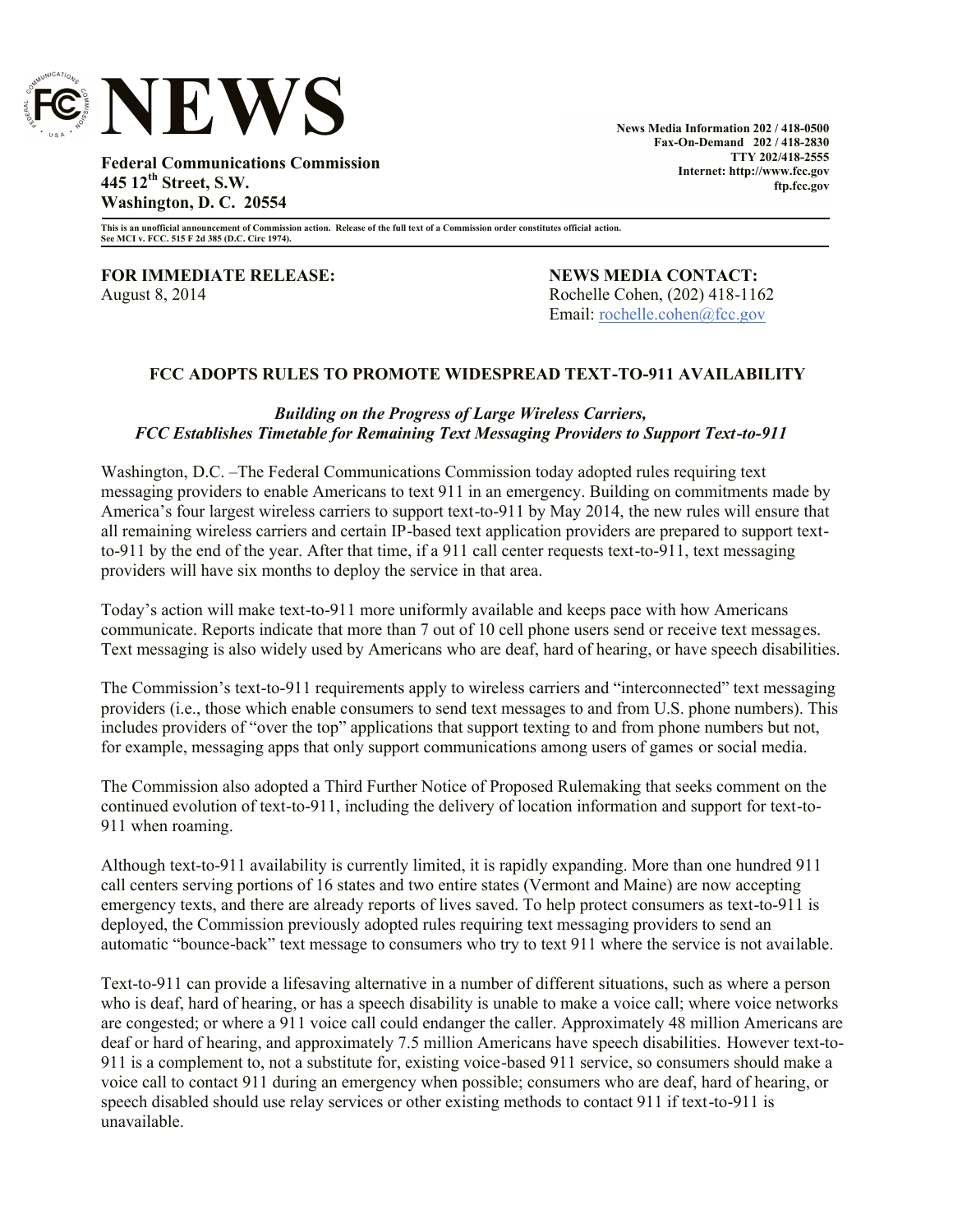# NEWS

**Federal Communications Commission**
**445 12th Street, S.W.**
**Washington, D. C. 20554**

**News Media Information 202 / 418-0500**
**Fax-On-Demand 202 / 418-2830**
**TTY 202/418-2555**
**Internet: http://www.fcc.gov**
**ftp.fcc.gov**

**This is an unofficial announcement of Commission action. Release of the full text of a Commission order constitutes official action. See MCI v. FCC. 515 F 2d 385 (D.C. Circ 1974).**

**FOR IMMEDIATE RELEASE:**
August 8, 2014

**NEWS MEDIA CONTACT:**
Rochelle Cohen, (202) 418-1162
Email: rochelle.cohen@fcc.gov

## FCC ADOPTS RULES TO PROMOTE WIDESPREAD TEXT-TO-911 AVAILABILITY

***Building on the Progress of Large Wireless Carriers, FCC Establishes Timetable for Remaining Text Messaging Providers to Support Text-to-911***

Washington, D.C. –The Federal Communications Commission today adopted rules requiring text messaging providers to enable Americans to text 911 in an emergency. Building on commitments made by America's four largest wireless carriers to support text-to-911 by May 2014, the new rules will ensure that all remaining wireless carriers and certain IP-based text application providers are prepared to support text-to-911 by the end of the year. After that time, if a 911 call center requests text-to-911, text messaging providers will have six months to deploy the service in that area.

Today's action will make text-to-911 more uniformly available and keeps pace with how Americans communicate. Reports indicate that more than 7 out of 10 cell phone users send or receive text messages. Text messaging is also widely used by Americans who are deaf, hard of hearing, or have speech disabilities.

The Commission's text-to-911 requirements apply to wireless carriers and "interconnected" text messaging providers (i.e., those which enable consumers to send text messages to and from U.S. phone numbers). This includes providers of "over the top" applications that support texting to and from phone numbers but not, for example, messaging apps that only support communications among users of games or social media.

The Commission also adopted a Third Further Notice of Proposed Rulemaking that seeks comment on the continued evolution of text-to-911, including the delivery of location information and support for text-to-911 when roaming.

Although text-to-911 availability is currently limited, it is rapidly expanding. More than one hundred 911 call centers serving portions of 16 states and two entire states (Vermont and Maine) are now accepting emergency texts, and there are already reports of lives saved. To help protect consumers as text-to-911 is deployed, the Commission previously adopted rules requiring text messaging providers to send an automatic "bounce-back" text message to consumers who try to text 911 where the service is not available.

Text-to-911 can provide a lifesaving alternative in a number of different situations, such as where a person who is deaf, hard of hearing, or has a speech disability is unable to make a voice call; where voice networks are congested; or where a 911 voice call could endanger the caller. Approximately 48 million Americans are deaf or hard of hearing, and approximately 7.5 million Americans have speech disabilities. However text-to-911 is a complement to, not a substitute for, existing voice-based 911 service, so consumers should make a voice call to contact 911 during an emergency when possible; consumers who are deaf, hard of hearing, or speech disabled should use relay services or other existing methods to contact 911 if text-to-911 is unavailable.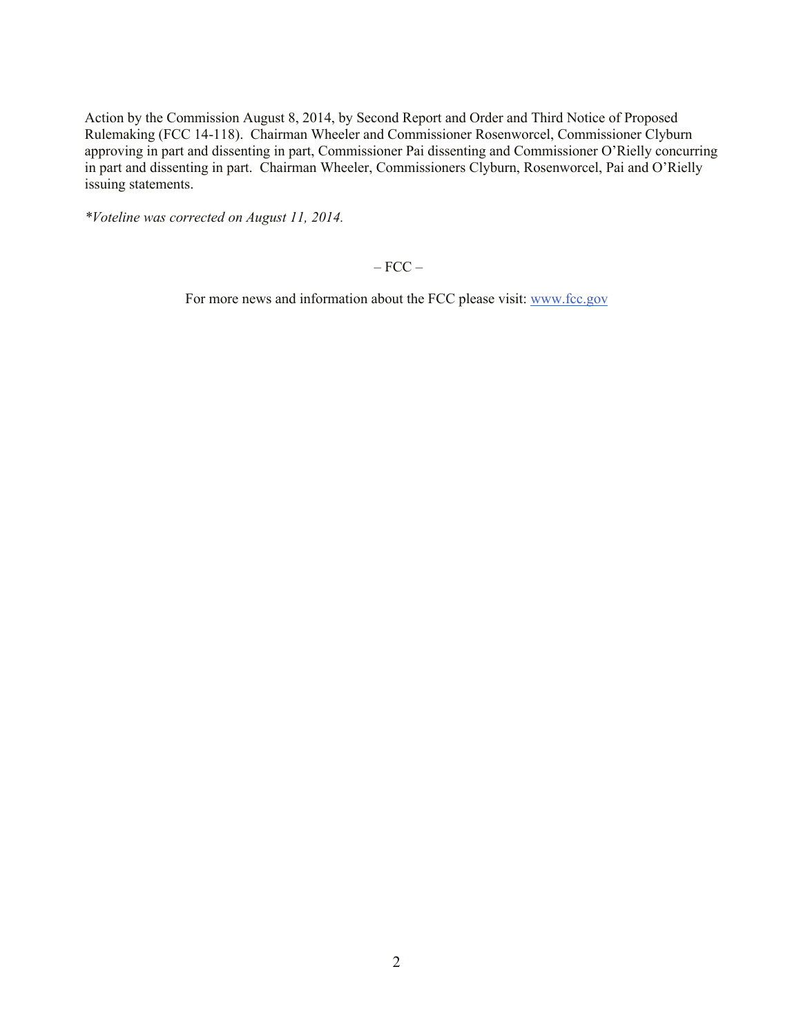Action by the Commission August 8, 2014, by Second Report and Order and Third Notice of Proposed Rulemaking (FCC 14-118). Chairman Wheeler and Commissioner Rosenworcel, Commissioner Clyburn approving in part and dissenting in part, Commissioner Pai dissenting and Commissioner O'Rielly concurring in part and dissenting in part. Chairman Wheeler, Commissioners Clyburn, Rosenworcel, Pai and O'Rielly issuing statements.

*\*Voteline was corrected on August 11, 2014.*

– FCC –

For more news and information about the FCC please visit: www.fcc.gov